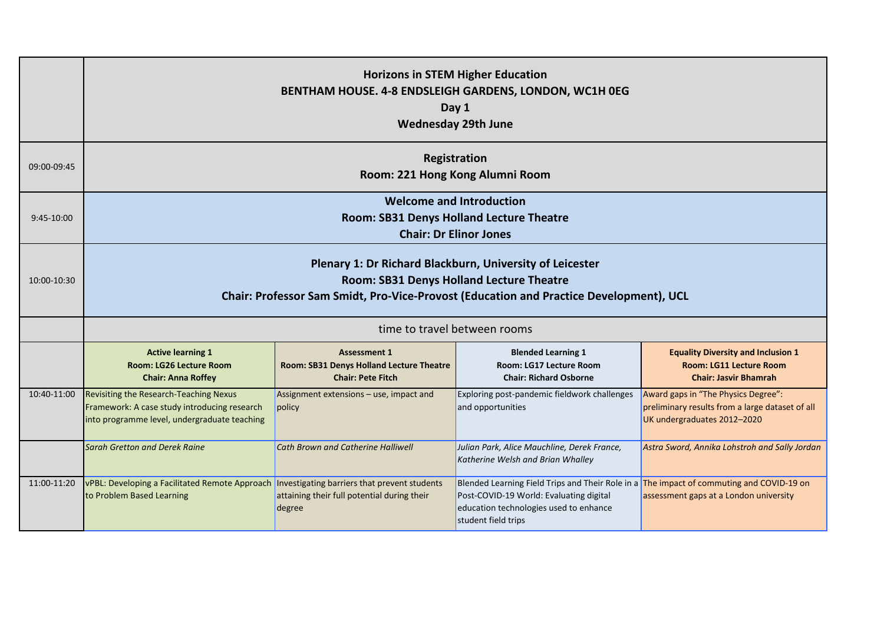| | **Horizons in STEM Higher Education**<br>**BENTHAM HOUSE. 4-8 ENDSLEIGH GARDENS, LONDON, WC1H 0EG**<br>**Day 1**<br>**Wednesday 29th June** | | | |
|---|---|---|---|---|
| 09:00-09:45 | **Registration**<br>**Room: 221 Hong Kong Alumni Room** | | | |
| 9:45-10:00 | **Welcome and Introduction**<br>**Room: SB31 Denys Holland Lecture Theatre**<br>**Chair: Dr Elinor Jones** | | | |
| 10:00-10:30 | **Plenary 1: Dr Richard Blackburn, University of Leicester**<br>**Room: SB31 Denys Holland Lecture Theatre**<br>**Chair: Professor Sam Smidt, Pro-Vice-Provost (Education and Practice Development), UCL** | | | |
| | time to travel between rooms | | | |
| | **Active learning 1**<br>**Room: LG26 Lecture Room**<br>**Chair: Anna Roffey** | **Assessment 1**<br>**Room: SB31 Denys Holland Lecture Theatre**<br>**Chair: Pete Fitch** | **Blended Learning 1**<br>**Room: LG17 Lecture Room**<br>**Chair: Richard Osborne** | **Equality Diversity and Inclusion 1**<br>**Room: LG11 Lecture Room**<br>**Chair: Jasvir Bhamrah** |
| 10:40-11:00 | Revisiting the Research-Teaching Nexus Framework: A case study introducing research into programme level, undergraduate teaching | Assignment extensions – use, impact and policy | Exploring post-pandemic fieldwork challenges and opportunities | Award gaps in "The Physics Degree": preliminary results from a large dataset of all UK undergraduates 2012–2020 |
| | *Sarah Gretton and Derek Raine* | *Cath Brown and Catherine Halliwell* | *Julian Park, Alice Mauchline, Derek France, Katherine Welsh and Brian Whalley* | *Astra Sword, Annika Lohstroh and Sally Jordan* |
| 11:00-11:20 | vPBL: Developing a Facilitated Remote Approach to Problem Based Learning | Investigating barriers that prevent students attaining their full potential during their degree | Blended Learning Field Trips and Their Role in a Post-COVID-19 World: Evaluating digital education technologies used to enhance student field trips | The impact of commuting and COVID-19 on assessment gaps at a London university |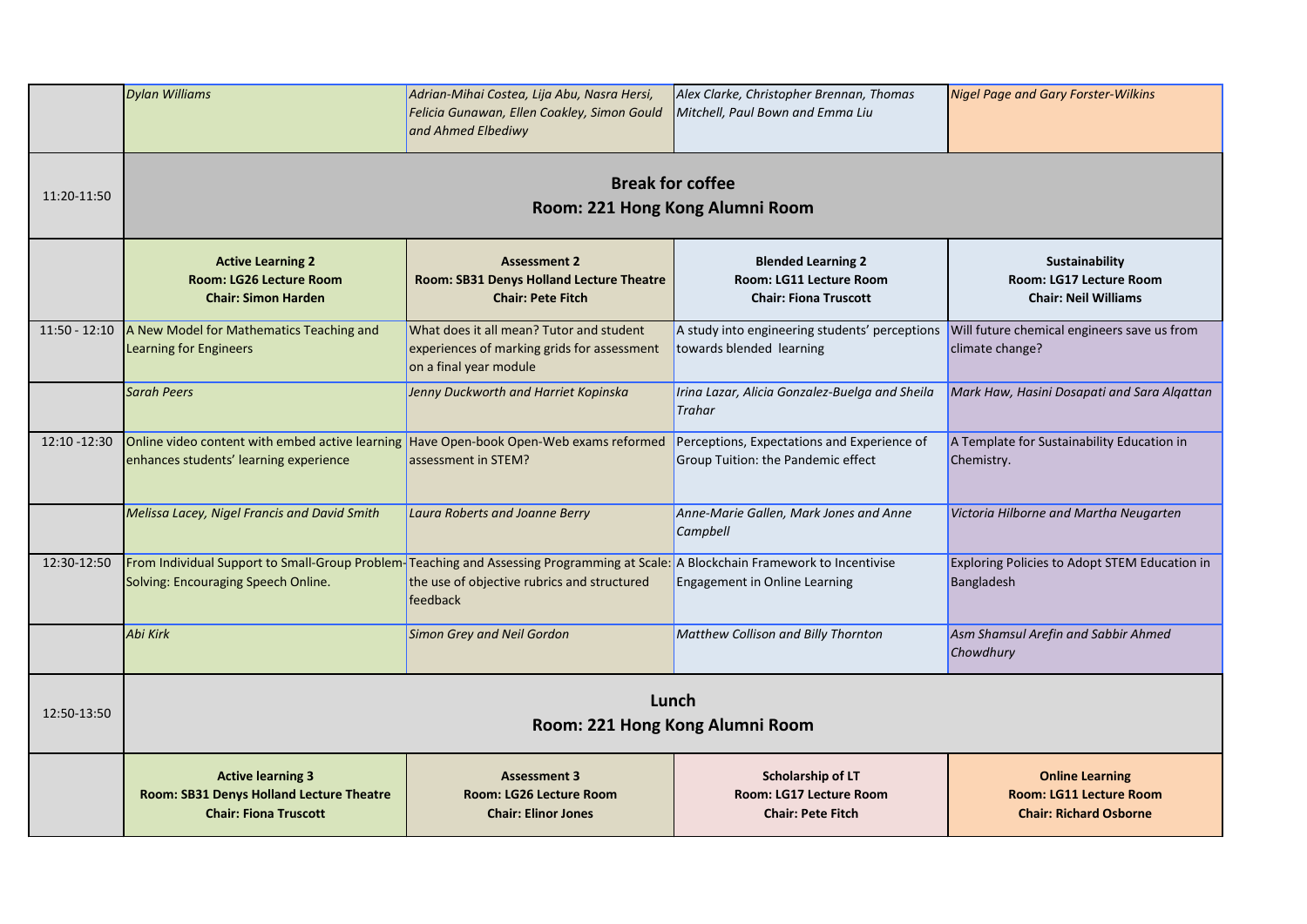| | | | | |
|---|---|---|---|---|
| | *Dylan Williams* | *Adrian-Mihai Costea, Lija Abu, Nasra Hersi, Felicia Gunawan, Ellen Coakley, Simon Gould and Ahmed Elbediwy* | *Alex Clarke, Christopher Brennan, Thomas Mitchell, Paul Bown and Emma Liu* | *Nigel Page and Gary Forster-Wilkins* |
| 11:20-11:50 | **Break for coffee** **Room: 221 Hong Kong Alumni Room** | | | |
| | **Active Learning 2** **Room: LG26 Lecture Room** **Chair: Simon Harden** | **Assessment 2** **Room: SB31 Denys Holland Lecture Theatre** **Chair: Pete Fitch** | **Blended Learning 2** **Room: LG11 Lecture Room** **Chair: Fiona Truscott** | **Sustainability** **Room: LG17 Lecture Room** **Chair: Neil Williams** |
| 11:50 - 12:10 | A New Model for Mathematics Teaching and Learning for Engineers | What does it all mean? Tutor and student experiences of marking grids for assessment on a final year module | A study into engineering students' perceptions towards blended learning | Will future chemical engineers save us from climate change? |
| | *Sarah Peers* | *Jenny Duckworth and Harriet Kopinska* | *Irina Lazar, Alicia Gonzalez-Buelga and Sheila Trahar* | *Mark Haw, Hasini Dosapati and Sara Alqattan* |
| 12:10 -12:30 | Online video content with embed active learning enhances students' learning experience | Have Open-book Open-Web exams reformed assessment in STEM? | Perceptions, Expectations and Experience of Group Tuition: the Pandemic effect | A Template for Sustainability Education in Chemistry. |
| | *Melissa Lacey, Nigel Francis and David Smith* | *Laura Roberts and Joanne Berry* | *Anne-Marie Gallen, Mark Jones and Anne Campbell* | *Victoria Hilborne and Martha Neugarten* |
| 12:30-12:50 | From Individual Support to Small-Group Problem-Solving: Encouraging Speech Online. | Teaching and Assessing Programming at Scale: the use of objective rubrics and structured feedback | A Blockchain Framework to Incentivise Engagement in Online Learning | Exploring Policies to Adopt STEM Education in Bangladesh |
| | *Abi Kirk* | *Simon Grey and Neil Gordon* | *Matthew Collison and Billy Thornton* | *Asm Shamsul Arefin and Sabbir Ahmed Chowdhury* |
| 12:50-13:50 | **Lunch** **Room: 221 Hong Kong Alumni Room** | | | |
| | **Active learning 3** **Room: SB31 Denys Holland Lecture Theatre** **Chair: Fiona Truscott** | **Assessment 3** **Room: LG26 Lecture Room** **Chair: Elinor Jones** | **Scholarship of LT** **Room: LG17 Lecture Room** **Chair: Pete Fitch** | **Online Learning** **Room: LG11 Lecture Room** **Chair: Richard Osborne** |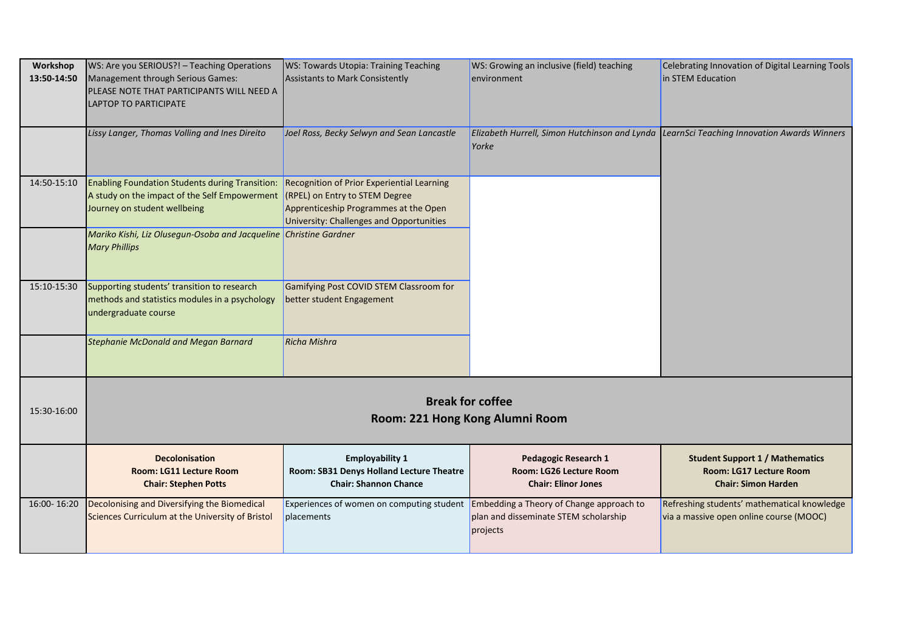| Workshop 13:50-14:50 | WS: Are you SERIOUS?! – Teaching Operations Management through Serious Games: PLEASE NOTE THAT PARTICIPANTS WILL NEED A LAPTOP TO PARTICIPATE | WS: Towards Utopia: Training Teaching Assistants to Mark Consistently | WS: Growing an inclusive (field) teaching environment | Celebrating Innovation of Digital Learning Tools in STEM Education |
|---|---|---|---|---|
| | *Lissy Langer, Thomas Volling and Ines Direito* | *Joel Ross, Becky Selwyn and Sean Lancastle* | *Elizabeth Hurrell, Simon Hutchinson and Lynda Yorke* | *LearnSci Teaching Innovation Awards Winners* |
| 14:50-15:10 | Enabling Foundation Students during Transition: A study on the impact of the Self Empowerment Journey on student wellbeing | Recognition of Prior Experiential Learning (RPEL) on Entry to STEM Degree Apprenticeship Programmes at the Open University: Challenges and Opportunities | | |
| | *Mariko Kishi, Liz Olusegun-Osoba and Jacqueline Mary Phillips* | *Christine Gardner* | | |
| 15:10-15:30 | Supporting students' transition to research methods and statistics modules in a psychology undergraduate course | Gamifying Post COVID STEM Classroom for better student Engagement | | |
| | *Stephanie McDonald and Megan Barnard* | *Richa Mishra* | | |
| 15:30-16:00 | **Break for coffee** **Room: 221 Hong Kong Alumni Room** | | | |
| | **Decolonisation** **Room: LG11 Lecture Room** **Chair: Stephen Potts** | **Employability 1** **Room: SB31 Denys Holland Lecture Theatre** **Chair: Shannon Chance** | **Pedagogic Research 1** **Room: LG26 Lecture Room** **Chair: Elinor Jones** | **Student Support 1 / Mathematics** **Room: LG17 Lecture Room** **Chair: Simon Harden** |
| 16:00- 16:20 | Decolonising and Diversifying the Biomedical Sciences Curriculum at the University of Bristol | Experiences of women on computing student placements | Embedding a Theory of Change approach to plan and disseminate STEM scholarship projects | Refreshing students' mathematical knowledge via a massive open online course (MOOC) |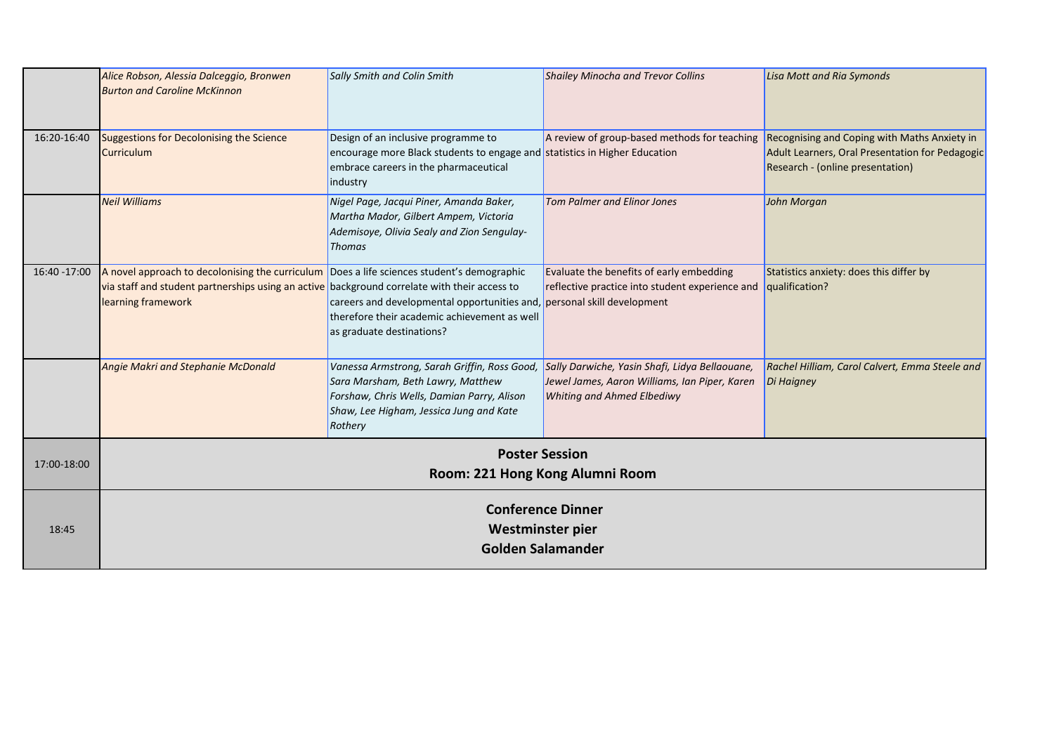| | | | | |
|---|---|---|---|---|
| | *Alice Robson, Alessia Dalceggio, Bronwen Burton and Caroline McKinnon* | *Sally Smith and Colin Smith* | *Shailey Minocha and Trevor Collins* | *Lisa Mott and Ria Symonds* |
| 16:20-16:40 | Suggestions for Decolonising the Science Curriculum | Design of an inclusive programme to encourage more Black students to engage and embrace careers in the pharmaceutical industry | A review of group-based methods for teaching statistics in Higher Education | Recognising and Coping with Maths Anxiety in Adult Learners, Oral Presentation for Pedagogic Research - (online presentation) |
| | *Neil Williams* | *Nigel Page, Jacqui Piner, Amanda Baker, Martha Mador, Gilbert Ampem, Victoria Ademisoye, Olivia Sealy and Zion Sengulay-Thomas* | *Tom Palmer and Elinor Jones* | *John Morgan* |
| 16:40 -17:00 | A novel approach to decolonising the curriculum via staff and student partnerships using an active learning framework | Does a life sciences student's demographic background correlate with their access to careers and developmental opportunities and, therefore their academic achievement as well as graduate destinations? | Evaluate the benefits of early embedding reflective practice into student experience and personal skill development | Statistics anxiety: does this differ by qualification? |
| | *Angie Makri and Stephanie McDonald* | *Vanessa Armstrong, Sarah Griffin, Ross Good, Sara Marsham, Beth Lawry, Matthew Forshaw, Chris Wells, Damian Parry, Alison Shaw, Lee Higham, Jessica Jung and Kate Rothery* | *Sally Darwiche, Yasin Shafi, Lidya Bellaouane, Jewel James, Aaron Williams, Ian Piper, Karen Whiting and Ahmed Elbediwy* | *Rachel Hilliam, Carol Calvert, Emma Steele and Di Haigney* |
| 17:00-18:00 | **Poster Session**<br>**Room: 221 Hong Kong Alumni Room** | | | |
| 18:45 | **Conference Dinner**<br>**Westminster pier**<br>**Golden Salamander** | | | |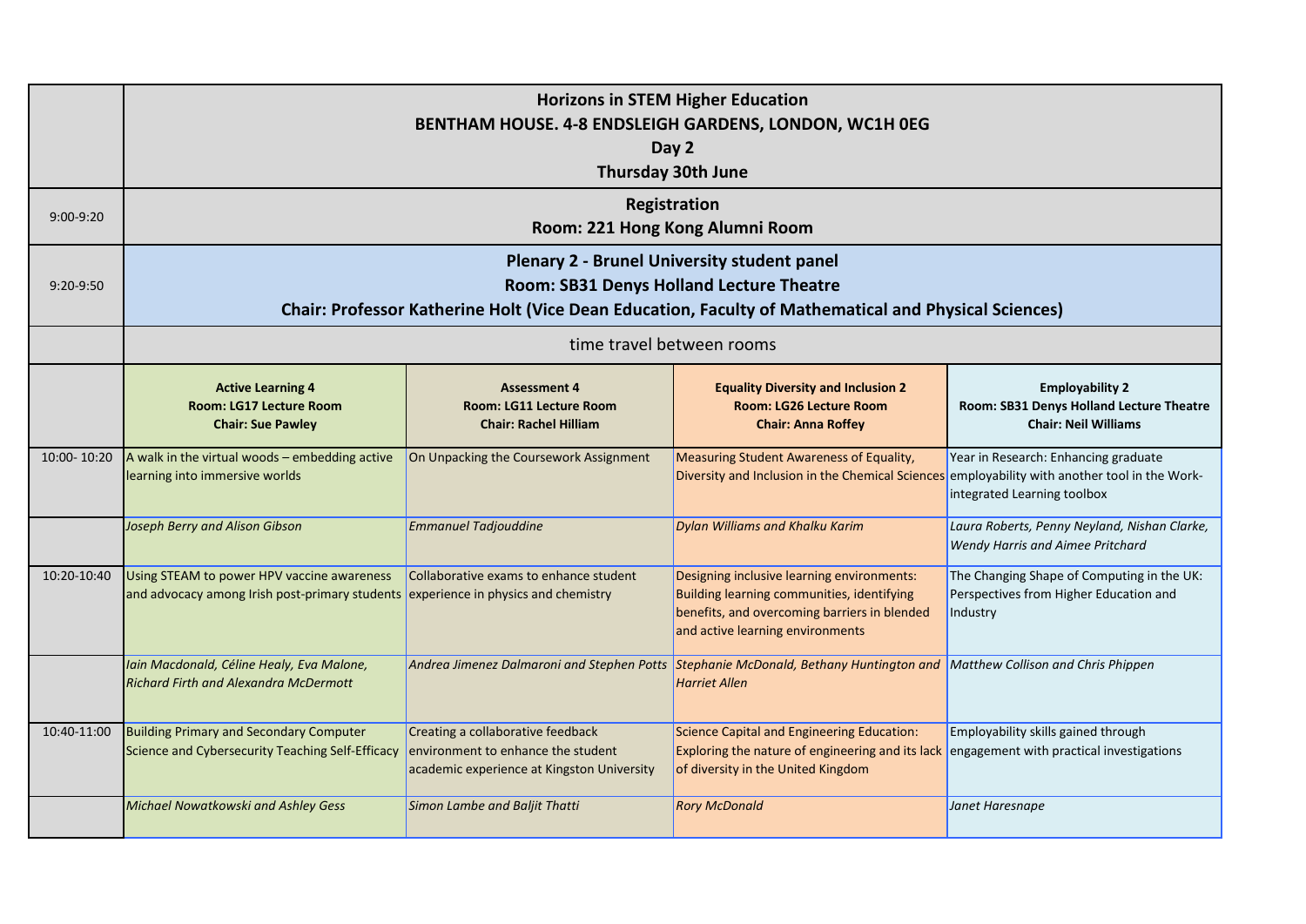| | Horizons in STEM Higher Education<br>BENTHAM HOUSE. 4-8 ENDSLEIGH GARDENS, LONDON, WC1H 0EG<br>Day 2<br>Thursday 30th June | | | |
|---|---|---|---|---|
| 9:00-9:20 | **Registration**<br>**Room: 221 Hong Kong Alumni Room** | | | |
| 9:20-9:50 | **Plenary 2 - Brunel University student panel**<br>**Room: SB31 Denys Holland Lecture Theatre**<br>**Chair: Professor Katherine Holt (Vice Dean Education, Faculty of Mathematical and Physical Sciences)** | | | |
| | time travel between rooms | | | |
| | **Active Learning 4**<br>**Room: LG17 Lecture Room**<br>**Chair: Sue Pawley** | **Assessment 4**<br>**Room: LG11 Lecture Room**<br>**Chair: Rachel Hilliam** | **Equality Diversity and Inclusion 2**<br>**Room: LG26 Lecture Room**<br>**Chair: Anna Roffey** | **Employability 2**<br>**Room: SB31 Denys Holland Lecture Theatre**<br>**Chair: Neil Williams** |
| 10:00- 10:20 | A walk in the virtual woods – embedding active learning into immersive worlds | On Unpacking the Coursework Assignment | Measuring Student Awareness of Equality, Diversity and Inclusion in the Chemical Sciences | Year in Research: Enhancing graduate employability with another tool in the Work-integrated Learning toolbox |
| | *Joseph Berry and Alison Gibson* | *Emmanuel Tadjouddine* | *Dylan Williams and Khalku Karim* | *Laura Roberts, Penny Neyland, Nishan Clarke, Wendy Harris and Aimee Pritchard* |
| 10:20-10:40 | Using STEAM to power HPV vaccine awareness and advocacy among Irish post-primary students | Collaborative exams to enhance student experience in physics and chemistry | Designing inclusive learning environments: Building learning communities, identifying benefits, and overcoming barriers in blended and active learning environments | The Changing Shape of Computing in the UK: Perspectives from Higher Education and Industry |
| | *Iain Macdonald, Céline Healy, Eva Malone, Richard Firth and Alexandra McDermott* | *Andrea Jimenez Dalmaroni and Stephen Potts* | *Stephanie McDonald, Bethany Huntington and Harriet Allen* | *Matthew Collison and Chris Phippen* |
| 10:40-11:00 | Building Primary and Secondary Computer Science and Cybersecurity Teaching Self-Efficacy | Creating a collaborative feedback environment to enhance the student academic experience at Kingston University | Science Capital and Engineering Education: Exploring the nature of engineering and its lack of diversity in the United Kingdom | Employability skills gained through engagement with practical investigations |
| | *Michael Nowatkowski and Ashley Gess* | *Simon Lambe and Baljit Thatti* | *Rory McDonald* | *Janet Haresnape* |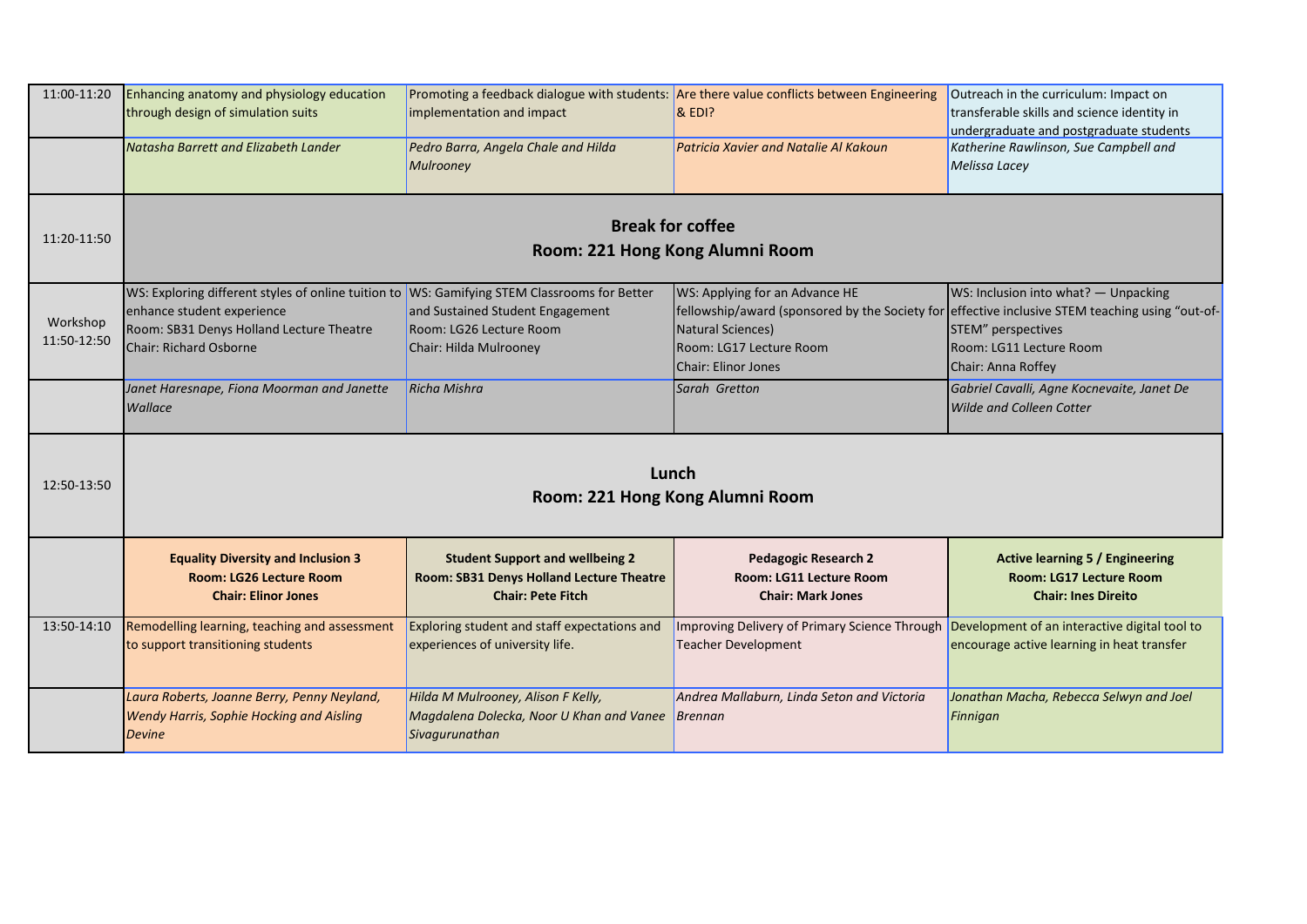| | | | | |
|---|---|---|---|---|
| 11:00-11:20 | Enhancing anatomy and physiology education through design of simulation suits | Promoting a feedback dialogue with students: implementation and impact | Are there value conflicts between Engineering & EDI? | Outreach in the curriculum: Impact on transferable skills and science identity in undergraduate and postgraduate students |
| | *Natasha Barrett and Elizabeth Lander* | *Pedro Barra, Angela Chale and Hilda Mulrooney* | *Patricia Xavier and Natalie Al Kakoun* | *Katherine Rawlinson, Sue Campbell and Melissa Lacey* |
| 11:20-11:50 | **Break for coffee**<br>**Room: 221 Hong Kong Alumni Room** | | | |
| Workshop 11:50-12:50 | WS: Exploring different styles of online tuition to enhance student experience<br>Room: SB31 Denys Holland Lecture Theatre<br>Chair: Richard Osborne | WS: Gamifying STEM Classrooms for Better and Sustained Student Engagement<br>Room: LG26 Lecture Room<br>Chair: Hilda Mulrooney | WS: Applying for an Advance HE fellowship/award (sponsored by the Society for Natural Sciences)<br>Room: LG17 Lecture Room<br>Chair: Elinor Jones | WS: Inclusion into what? — Unpacking effective inclusive STEM teaching using "out-of-STEM" perspectives<br>Room: LG11 Lecture Room<br>Chair: Anna Roffey |
| | *Janet Haresnape, Fiona Moorman and Janette Wallace* | *Richa Mishra* | *Sarah Gretton* | *Gabriel Cavalli, Agne Kocnevaite, Janet De Wilde and Colleen Cotter* |
| 12:50-13:50 | **Lunch**<br>**Room: 221 Hong Kong Alumni Room** | | | |
| | **Equality Diversity and Inclusion 3**<br>**Room: LG26 Lecture Room**<br>**Chair: Elinor Jones** | **Student Support and wellbeing 2**<br>**Room: SB31 Denys Holland Lecture Theatre**<br>**Chair: Pete Fitch** | **Pedagogic Research 2**<br>**Room: LG11 Lecture Room**<br>**Chair: Mark Jones** | **Active learning 5 / Engineering**<br>**Room: LG17 Lecture Room**<br>**Chair: Ines Direito** |
| 13:50-14:10 | Remodelling learning, teaching and assessment to support transitioning students | Exploring student and staff expectations and experiences of university life. | Improving Delivery of Primary Science Through Teacher Development | Development of an interactive digital tool to encourage active learning in heat transfer |
| | *Laura Roberts, Joanne Berry, Penny Neyland, Wendy Harris, Sophie Hocking and Aisling Devine* | *Hilda M Mulrooney, Alison F Kelly, Magdalena Dolecka, Noor U Khan and Vanee Sivagurunathan* | *Andrea Mallaburn, Linda Seton and Victoria Brennan* | *Jonathan Macha, Rebecca Selwyn and Joel Finnigan* |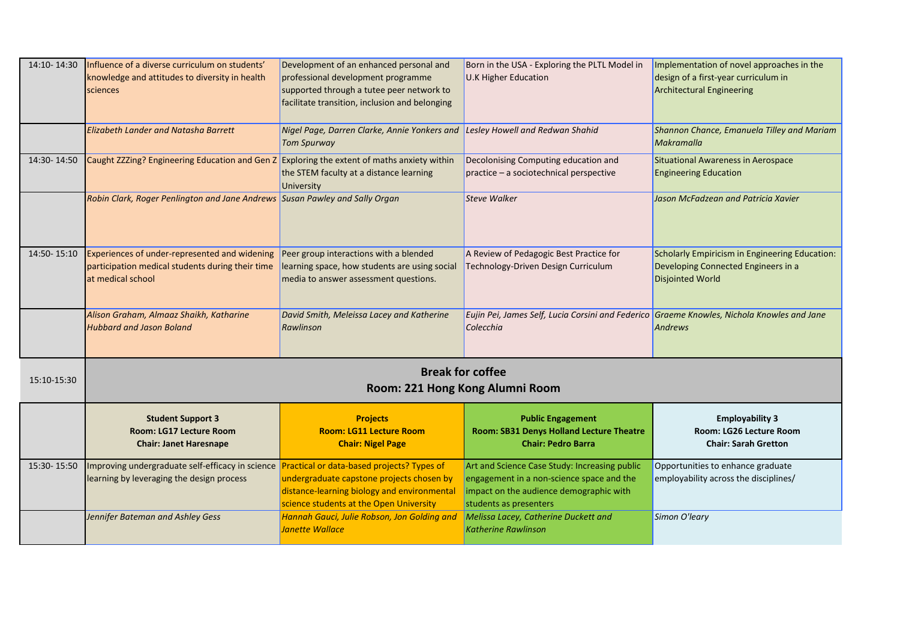| | | | | |
|---|---|---|---|---|
| 14:10- 14:30 | Influence of a diverse curriculum on students' knowledge and attitudes to diversity in health sciences | Development of an enhanced personal and professional development programme supported through a tutee peer network to facilitate transition, inclusion and belonging | Born in the USA - Exploring the PLTL Model in U.K Higher Education | Implementation of novel approaches in the design of a first-year curriculum in Architectural Engineering |
| | *Elizabeth Lander and Natasha Barrett* | *Nigel Page, Darren Clarke, Annie Yonkers and Tom Spurway* | *Lesley Howell and Redwan Shahid* | *Shannon Chance, Emanuela Tilley and Mariam Makramalla* |
| 14:30- 14:50 | Caught ZZZing? Engineering Education and Gen Z | Exploring the extent of maths anxiety within the STEM faculty at a distance learning University | Decolonising Computing education and practice – a sociotechnical perspective | Situational Awareness in Aerospace Engineering Education |
| | *Robin Clark, Roger Penlington and Jane Andrews* | *Susan Pawley and Sally Organ* | *Steve Walker* | *Jason McFadzean and Patricia Xavier* |
| 14:50- 15:10 | Experiences of under-represented and widening participation medical students during their time at medical school | Peer group interactions with a blended learning space, how students are using social media to answer assessment questions. | A Review of Pedagogic Best Practice for Technology-Driven Design Curriculum | Scholarly Empiricism in Engineering Education: Developing Connected Engineers in a Disjointed World |
| | *Alison Graham, Almaaz Shaikh, Katharine Hubbard and Jason Boland* | *David Smith, Meleissa Lacey and Katherine Rawlinson* | *Eujin Pei, James Self, Lucia Corsini and Federico Colecchia* | *Graeme Knowles, Nichola Knowles and Jane Andrews* |
| 15:10-15:30 | **Break for coffee<br>Room: 221 Hong Kong Alumni Room** | | | |
| | **Student Support 3<br>Room: LG17 Lecture Room<br>Chair: Janet Haresnape** | **Projects<br>Room: LG11 Lecture Room<br>Chair: Nigel Page** | **Public Engagement<br>Room: SB31 Denys Holland Lecture Theatre<br>Chair: Pedro Barra** | **Employability 3<br>Room: LG26 Lecture Room<br>Chair: Sarah Gretton** |
| 15:30- 15:50 | Improving undergraduate self-efficacy in science learning by leveraging the design process | Practical or data-based projects? Types of undergraduate capstone projects chosen by distance-learning biology and environmental science students at the Open University | Art and Science Case Study: Increasing public engagement in a non-science space and the impact on the audience demographic with students as presenters | Opportunities to enhance graduate employability across the disciplines/ |
| | *Jennifer Bateman and Ashley Gess* | *Hannah Gauci, Julie Robson, Jon Golding and Janette Wallace* | *Melissa Lacey, Catherine Duckett and Katherine Rawlinson* | *Simon O'leary* |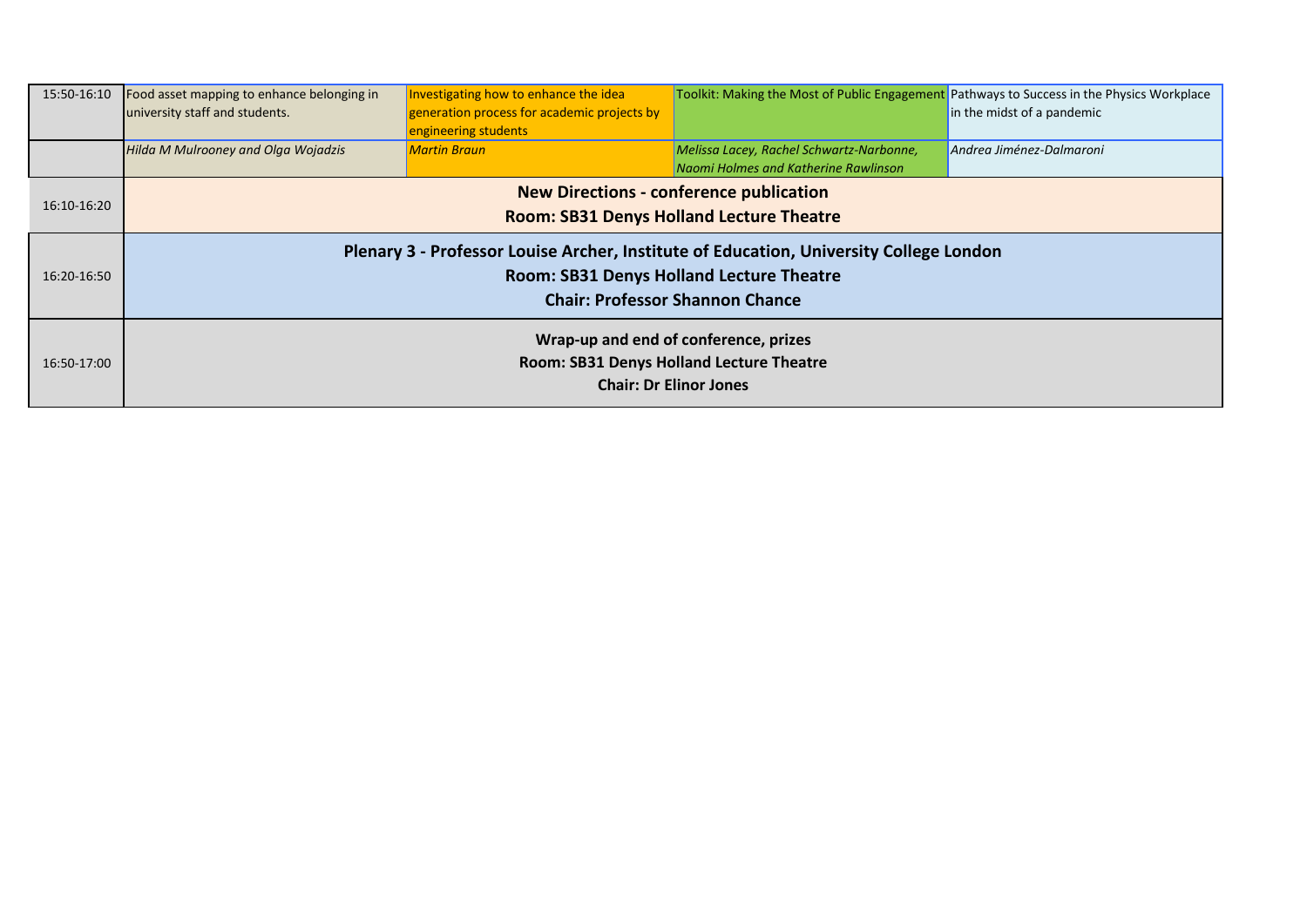| | | | | |
|---|---|---|---|---|
| 15:50-16:10 | Food asset mapping to enhance belonging in university staff and students. | Investigating how to enhance the idea generation process for academic projects by engineering students | Toolkit: Making the Most of Public Engagement | Pathways to Success in the Physics Workplace in the midst of a pandemic |
| | *Hilda M Mulrooney and Olga Wojadzis* | *Martin Braun* | *Melissa Lacey, Rachel Schwartz-Narbonne, Naomi Holmes and Katherine Rawlinson* | *Andrea Jiménez-Dalmaroni* |
| 16:10-16:20 | **New Directions - conference publication**<br>**Room: SB31 Denys Holland Lecture Theatre** | | | |
| 16:20-16:50 | **Plenary 3 - Professor Louise Archer, Institute of Education, University College London**<br>**Room: SB31 Denys Holland Lecture Theatre**<br>**Chair: Professor Shannon Chance** | | | |
| 16:50-17:00 | **Wrap-up and end of conference, prizes**<br>**Room: SB31 Denys Holland Lecture Theatre**<br>**Chair: Dr Elinor Jones** | | | |